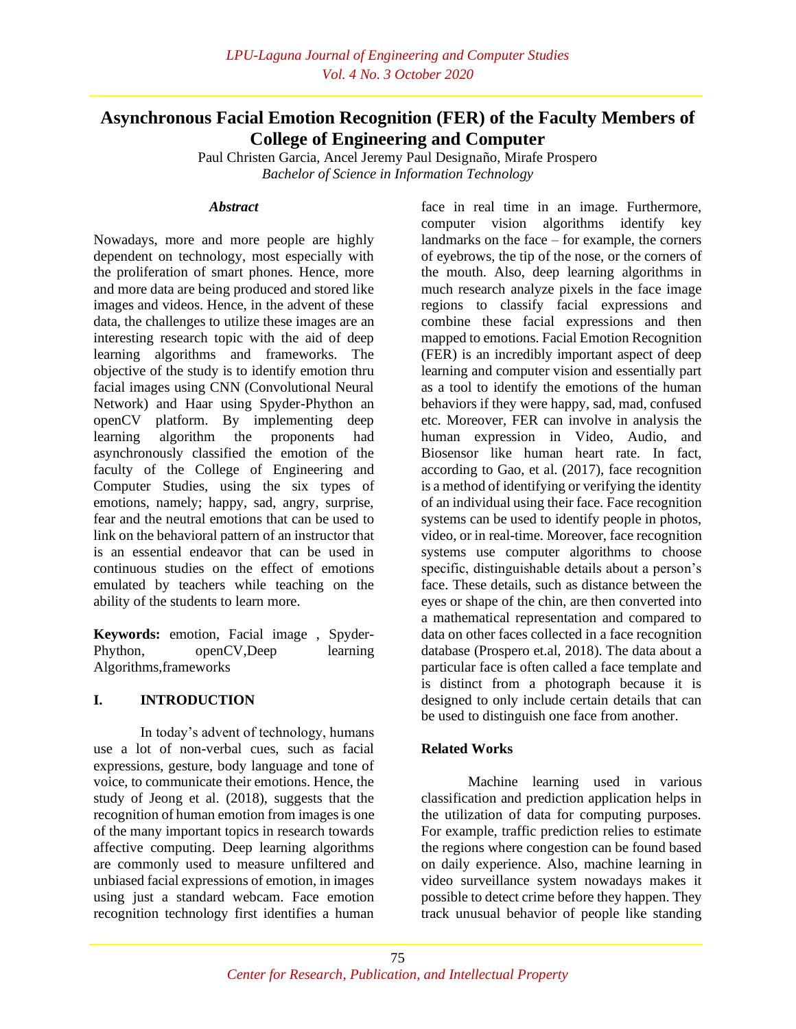# Asynchronous Facial Emotion Recognition (FER) of the Faculty Members of College of Engineering and Computer

Paul Christen Garcia, Ancel Jeremy Paul Designaño, Mirafe Prospero

*Bachelor of Science in Information Technology*

### *Abstract*

Nowadays, more and more people are highly dependent on technology, most especially with the proliferation of smart phones. Hence, more and more data are being produced and stored like images and videos. Hence, in the advent of these data, the challenges to utilize these images are an interesting research topic with the aid of deep learning algorithms and frameworks. The objective of the study is to identify emotion thru facial images using CNN (Convolutional Neural Network) and Haar using Spyder-Phython an openCV platform. By implementing deep learning algorithm the proponents had asynchronously classified the emotion of the faculty of the College of Engineering and Computer Studies, using the six types of emotions, namely; happy, sad, angry, surprise, fear and the neutral emotions that can be used to link on the behavioral pattern of an instructor that is an essential endeavor that can be used in continuous studies on the effect of emotions emulated by teachers while teaching on the ability of the students to learn more.

**Keywords:** emotion, Facial image , Spyder-Phython, openCV,Deep learning Algorithms,frameworks

## I. INTRODUCTION

In today's advent of technology, humans use a lot of non-verbal cues, such as facial expressions, gesture, body language and tone of voice, to communicate their emotions. Hence, the study of Jeong et al. (2018), suggests that the recognition of human emotion from images is one of the many important topics in research towards affective computing. Deep learning algorithms are commonly used to measure unfiltered and unbiased facial expressions of emotion, in images using just a standard webcam. Face emotion recognition technology first identifies a human face in real time in an image. Furthermore, computer vision algorithms identify key landmarks on the face – for example, the corners of eyebrows, the tip of the nose, or the corners of the mouth. Also, deep learning algorithms in much research analyze pixels in the face image regions to classify facial expressions and combine these facial expressions and then mapped to emotions. Facial Emotion Recognition (FER) is an incredibly important aspect of deep learning and computer vision and essentially part as a tool to identify the emotions of the human behaviors if they were happy, sad, mad, confused etc. Moreover, FER can involve in analysis the human expression in Video, Audio, and Biosensor like human heart rate. In fact, according to Gao, et al. (2017), face recognition is a method of identifying or verifying the identity of an individual using their face. Face recognition systems can be used to identify people in photos, video, or in real-time. Moreover, face recognition systems use computer algorithms to choose specific, distinguishable details about a person's face. These details, such as distance between the eyes or shape of the chin, are then converted into a mathematical representation and compared to data on other faces collected in a face recognition database (Prospero et.al, 2018). The data about a particular face is often called a face template and is distinct from a photograph because it is designed to only include certain details that can be used to distinguish one face from another.

### Related Works

Machine learning used in various classification and prediction application helps in the utilization of data for computing purposes. For example, traffic prediction relies to estimate the regions where congestion can be found based on daily experience. Also, machine learning in video surveillance system nowadays makes it possible to detect crime before they happen. They track unusual behavior of people like standing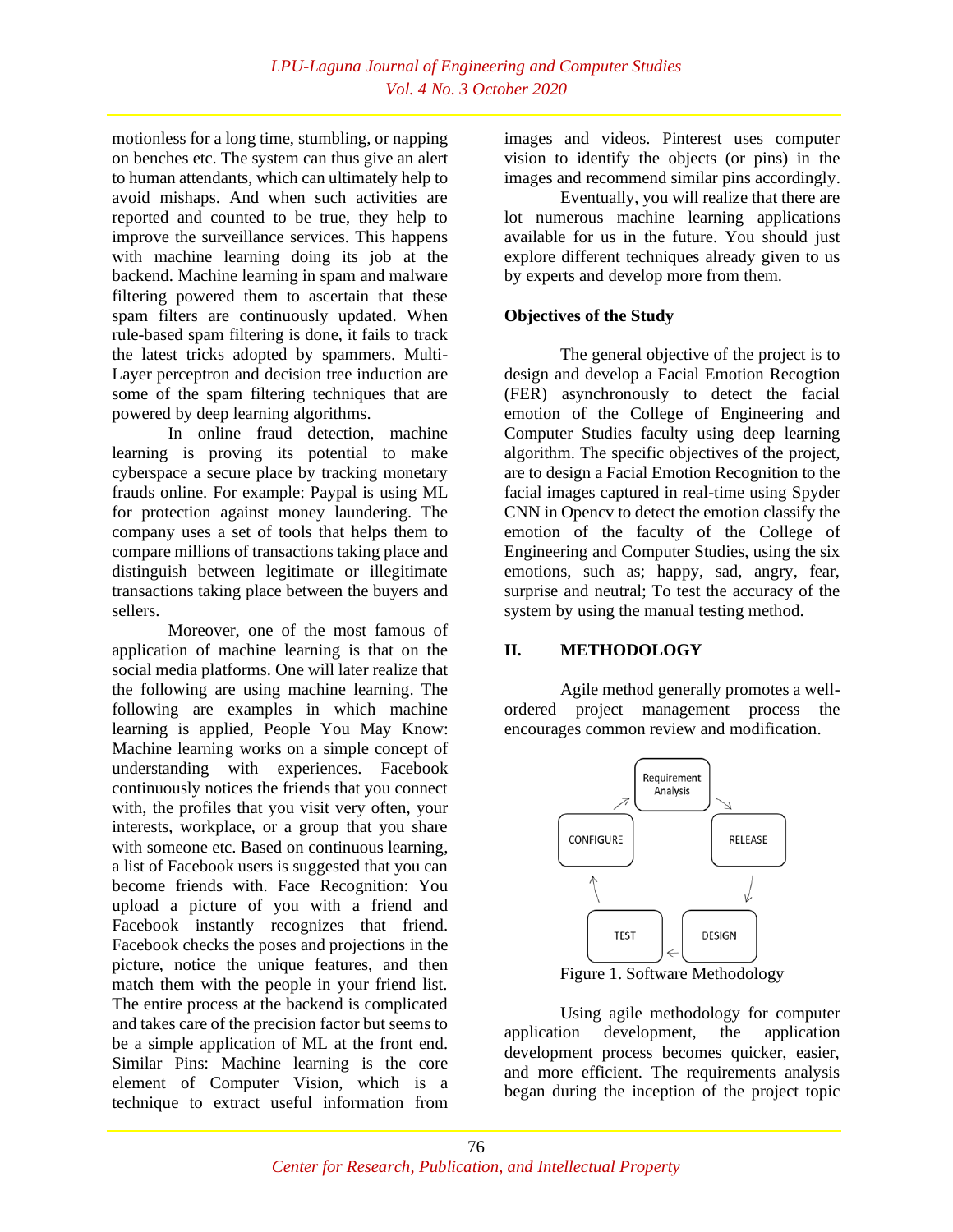motionless for a long time, stumbling, or napping on benches etc. The system can thus give an alert to human attendants, which can ultimately help to avoid mishaps. And when such activities are reported and counted to be true, they help to improve the surveillance services. This happens with machine learning doing its job at the backend. Machine learning in spam and malware filtering powered them to ascertain that these spam filters are continuously updated. When rule-based spam filtering is done, it fails to track the latest tricks adopted by spammers. Multi-Layer perceptron and decision tree induction are some of the spam filtering techniques that are powered by deep learning algorithms.

In online fraud detection, machine learning is proving its potential to make cyberspace a secure place by tracking monetary frauds online. For example: Paypal is using ML for protection against money laundering. The company uses a set of tools that helps them to compare millions of transactions taking place and distinguish between legitimate or illegitimate transactions taking place between the buyers and sellers.

Moreover, one of the most famous of application of machine learning is that on the social media platforms. One will later realize that the following are using machine learning. The following are examples in which machine learning is applied, People You May Know: Machine learning works on a simple concept of understanding with experiences. Facebook continuously notices the friends that you connect with, the profiles that you visit very often, your interests, workplace, or a group that you share with someone etc. Based on continuous learning, a list of Facebook users is suggested that you can become friends with. Face Recognition: You upload a picture of you with a friend and Facebook instantly recognizes that friend. Facebook checks the poses and projections in the picture, notice the unique features, and then match them with the people in your friend list. The entire process at the backend is complicated and takes care of the precision factor but seems to be a simple application of ML at the front end. Similar Pins: Machine learning is the core element of Computer Vision, which is a technique to extract useful information from images and videos. Pinterest uses computer vision to identify the objects (or pins) in the images and recommend similar pins accordingly.

Eventually, you will realize that there are lot numerous machine learning applications available for us in the future. You should just explore different techniques already given to us by experts and develop more from them.

**Objectives of the Study**

The general objective of the project is to design and develop a Facial Emotion Recogtion (FER) asynchronously to detect the facial emotion of the College of Engineering and Computer Studies faculty using deep learning algorithm. The specific objectives of the project, are to design a Facial Emotion Recognition to the facial images captured in real-time using Spyder CNN in Opencv to detect the emotion classify the emotion of the faculty of the College of Engineering and Computer Studies, using the six emotions, such as; happy, sad, angry, fear, surprise and neutral; To test the accuracy of the system by using the manual testing method.

## II. METHODOLOGY

Agile method generally promotes a well-ordered project management process the encourages common review and modification.

Requirement Analysis → RELEASE → DESIGN → TEST → CONFIGURE → Requirement Analysis

Figure 1. Software Methodology

Using agile methodology for computer application development, the application development process becomes quicker, easier, and more efficient. The requirements analysis began during the inception of the project topic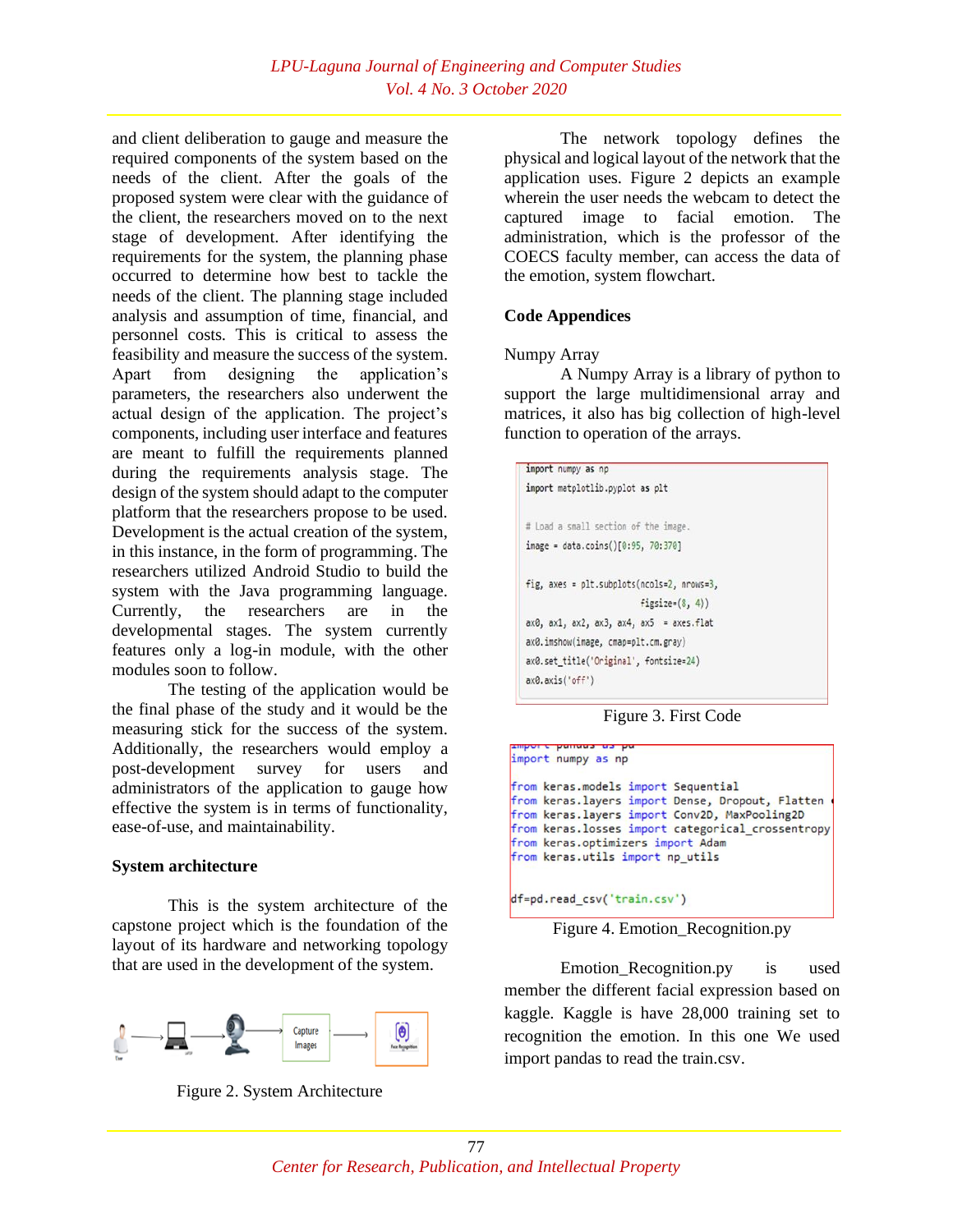and client deliberation to gauge and measure the required components of the system based on the needs of the client. After the goals of the proposed system were clear with the guidance of the client, the researchers moved on to the next stage of development. After identifying the requirements for the system, the planning phase occurred to determine how best to tackle the needs of the client. The planning stage included analysis and assumption of time, financial, and personnel costs. This is critical to assess the feasibility and measure the success of the system. Apart from designing the application's parameters, the researchers also underwent the actual design of the application. The project's components, including user interface and features are meant to fulfill the requirements planned during the requirements analysis stage. The design of the system should adapt to the computer platform that the researchers propose to be used. Development is the actual creation of the system, in this instance, in the form of programming. The researchers utilized Android Studio to build the system with the Java programming language. Currently, the researchers are in the developmental stages. The system currently features only a log-in module, with the other modules soon to follow.

The testing of the application would be the final phase of the study and it would be the measuring stick for the success of the system. Additionally, the researchers would employ a post-development survey for users and administrators of the application to gauge how effective the system is in terms of functionality, ease-of-use, and maintainability.

**System architecture**

This is the system architecture of the capstone project which is the foundation of the layout of its hardware and networking topology that are used in the development of the system.

Figure 2. System Architecture

The network topology defines the physical and logical layout of the network that the application uses. Figure 2 depicts an example wherein the user needs the webcam to detect the captured image to facial emotion. The administration, which is the professor of the COECS faculty member, can access the data of the emotion, system flowchart.

**Code Appendices**

Numpy Array

A Numpy Array is a library of python to support the large multidimensional array and matrices, it also has big collection of high-level function to operation of the arrays.

```
import numpy as np
import matplotlib.pyplot as plt

# Load a small section of the image.
image = data.coins()[0:95, 70:370]

fig, axes = plt.subplots(ncols=2, nrows=3,
                         figsize=(8, 4))
ax0, ax1, ax2, ax3, ax4, ax5  = axes.flat
ax0.imshow(image, cmap=plt.cm.gray)
ax0.set_title('Original', fontsize=24)
ax0.axis('off')
```

Figure 3. First Code

```
import pandas as pd
import numpy as np

from keras.models import Sequential
from keras.layers import Dense, Dropout, Flatten
from keras.layers import Conv2D, MaxPooling2D
from keras.losses import categorical_crossentropy
from keras.optimizers import Adam
from keras.utils import np_utils


df=pd.read_csv('train.csv')
```

Figure 4. Emotion_Recognition.py

Emotion_Recognition.py is used member the different facial expression based on kaggle. Kaggle is have 28,000 training set to recognition the emotion. In this one We used import pandas to read the train.csv.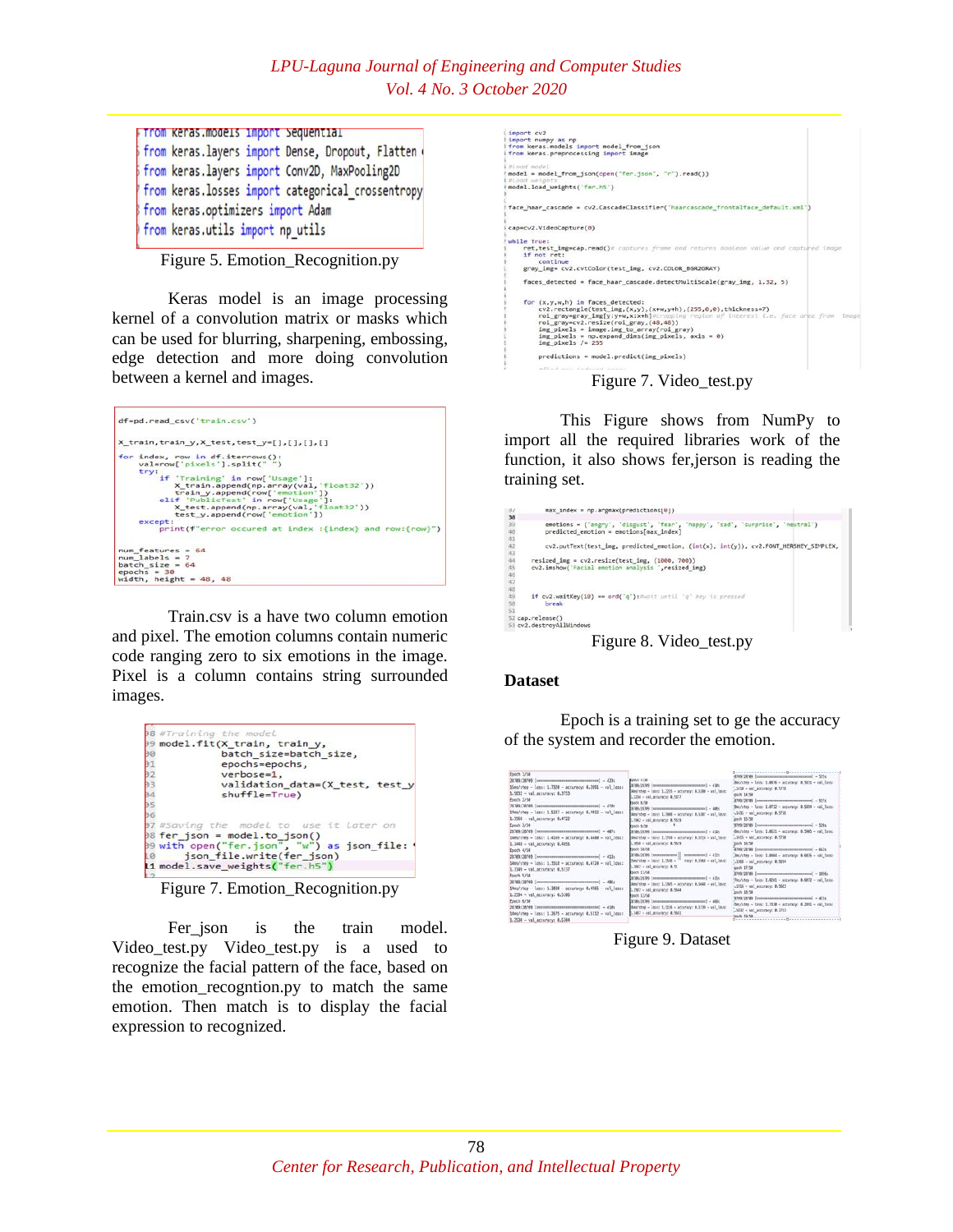```
from keras.models import Sequential
from keras.layers import Dense, Dropout, Flatten
from keras.layers import Conv2D, MaxPooling2D
from keras.losses import categorical_crossentropy
from keras.optimizers import Adam
from keras.utils import np_utils
```

Figure 5. Emotion_Recognition.py

Keras model is an image processing kernel of a convolution matrix or masks which can be used for blurring, sharpening, embossing, edge detection and more doing convolution between a kernel and images.

```
df=pd.read_csv('train.csv')

X_train,train_y,X_test,test_y=[],[],[],[]

for index, row in df.iterrows():
    val=row['pixels'].split(" ")
    try:
        if 'Training' in row['Usage']:
            X_train.append(np.array(val,'float32'))
            train_y.append(row['emotion'])
        elif 'PublicTest' in row['Usage']:
            X_test.append(np.array(val,'float32'))
            test_y.append(row['emotion'])
    except:
        print(f"error occured at index :{index} and row:{row}")

num_features = 64
num_labels = 7
batch_size = 64
epochs = 30
width, height = 48, 48
```

Train.csv is a have two column emotion and pixel. The emotion columns contain numeric code ranging zero to six emotions in the image. Pixel is a column contains string surrounded images.

```
#Training the model
model.fit(X_train, train_y,
          batch_size=batch_size,
          epochs=epochs,
          verbose=1,
          validation_data=(X_test, test_y
          shuffle=True)

#Saving the model to use it later on
fer_json = model.to_json()
with open("fer.json", "w") as json_file:
    json_file.write(fer_json)
model.save_weights("fer.h5")
```

Figure 7. Emotion_Recognition.py

Fer_json is the train model. Video_test.py Video_test.py is a used to recognize the facial pattern of the face, based on the emotion_recogntion.py to match the same emotion. Then match is to display the facial expression to recognized.

```
import cv2
import numpy as np
from keras.models import model_from_json
from keras.preprocessing import image

#load model
model = model_from_json(open("fer.json", "r").read())
#load weights
model.load_weights('fer.h5')

face_haar_cascade = cv2.CascadeClassifier('haarcascade_frontalface_default.xml')

cap=cv2.VideoCapture(0)

while True:
    ret,test_img=cap.read()# captures frame and returns boolean value and captured image
    if not ret:
        continue
    gray_img= cv2.cvtColor(test_img, cv2.COLOR_BGR2RAY)

    faces_detected = face_haar_cascade.detectMultiScale(gray_img, 1.32, 5)

    for (x,y,w,h) in faces_detected:
        cv2.rectangle(test_img,(x,y),(x+w,y+h),(255,0,0),thickness=7)
        roi_gray=gray_img[y:y+w,x:x+h]#cropping region of interest i.e. face area from image
        roi_gray=cv2.resize(roi_gray,(48,48))
        img_pixels = image.img_to_array(roi_gray)
        img_pixels = np.expand_dims(img_pixels, axis = 0)
        img_pixels /= 255

        predictions = model.predict(img_pixels)
```

Figure 7. Video_test.py

This Figure shows from NumPy to import all the required libraries work of the function, it also shows fer,jerson is reading the training set.

```
37          max_index = np.argmax(predictions[0])
38
39          emotions = ('angry', 'disgust', 'fear', 'happy', 'sad', 'surprise', 'neutral')
40          predicted_emotion = emotions[max_index]
41
42          cv2.putText(test_img, predicted_emotion, (int(x), int(y)), cv2.FONT_HERSHEY_SIMPLEX,
43
44      resized_img = cv2.resize(test_img, (1000, 700))
45      cv2.imshow('Facial emotion analysis ',resized_img)
46
47
48
49      if cv2.waitKey(10) == ord('q'):#wait until 'q' key is pressed
50          break
51
52  cap.release()
53  cv2.destroyAllWindows
```

Figure 8. Video_test.py

## Dataset

Epoch is a training set to ge the accuracy of the system and recorder the emotion.

Figure 9. Dataset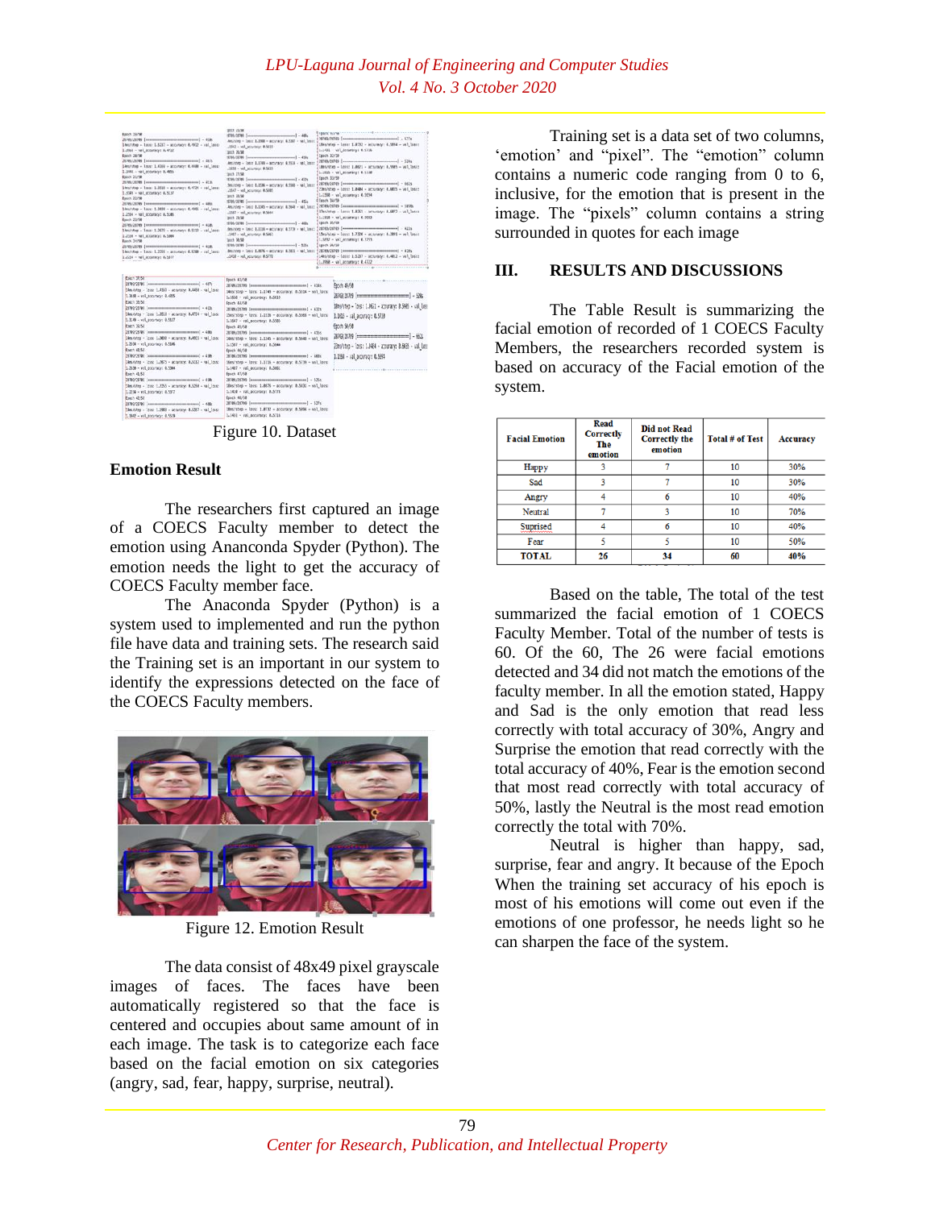Figure 10. Dataset

### Emotion Result

The researchers first captured an image of a COECS Faculty member to detect the emotion using Ananconda Spyder (Python). The emotion needs the light to get the accuracy of COECS Faculty member face.

The Anaconda Spyder (Python) is a system used to implemented and run the python file have data and training sets. The research said the Training set is an important in our system to identify the expressions detected on the face of the COECS Faculty members.

Figure 12. Emotion Result

The data consist of 48x49 pixel grayscale images of faces. The faces have been automatically registered so that the face is centered and occupies about same amount of in each image. The task is to categorize each face based on the facial emotion on six categories (angry, sad, fear, happy, surprise, neutral).

Training set is a data set of two columns, 'emotion' and "pixel". The "emotion" column contains a numeric code ranging from 0 to 6, inclusive, for the emotion that is present in the image. The "pixels" column contains a string surrounded in quotes for each image

## III. RESULTS AND DISCUSSIONS

The Table Result is summarizing the facial emotion of recorded of 1 COECS Faculty Members, the researchers recorded system is based on accuracy of the Facial emotion of the system.

| Facial Emotion | Read Correctly The emotion | Did not Read Correctly the emotion | Total # of Test | Accuracy |
|---|---|---|---|---|
| Happy | 3 | 7 | 10 | 30% |
| Sad | 3 | 7 | 10 | 30% |
| Angry | 4 | 6 | 10 | 40% |
| Neutral | 7 | 3 | 10 | 70% |
| Suprised | 4 | 6 | 10 | 40% |
| Fear | 5 | 5 | 10 | 50% |
| **TOTAL** | **26** | **34** | **60** | **40%** |

Based on the table, The total of the test summarized the facial emotion of 1 COECS Faculty Member. Total of the number of tests is 60. Of the 60, The 26 were facial emotions detected and 34 did not match the emotions of the faculty member. In all the emotion stated, Happy and Sad is the only emotion that read less correctly with total accuracy of 30%, Angry and Surprise the emotion that read correctly with the total accuracy of 40%, Fear is the emotion second that most read correctly with total accuracy of 50%, lastly the Neutral is the most read emotion correctly the total with 70%.

Neutral is higher than happy, sad, surprise, fear and angry. It because of the Epoch When the training set accuracy of his epoch is most of his emotions will come out even if the emotions of one professor, he needs light so he can sharpen the face of the system.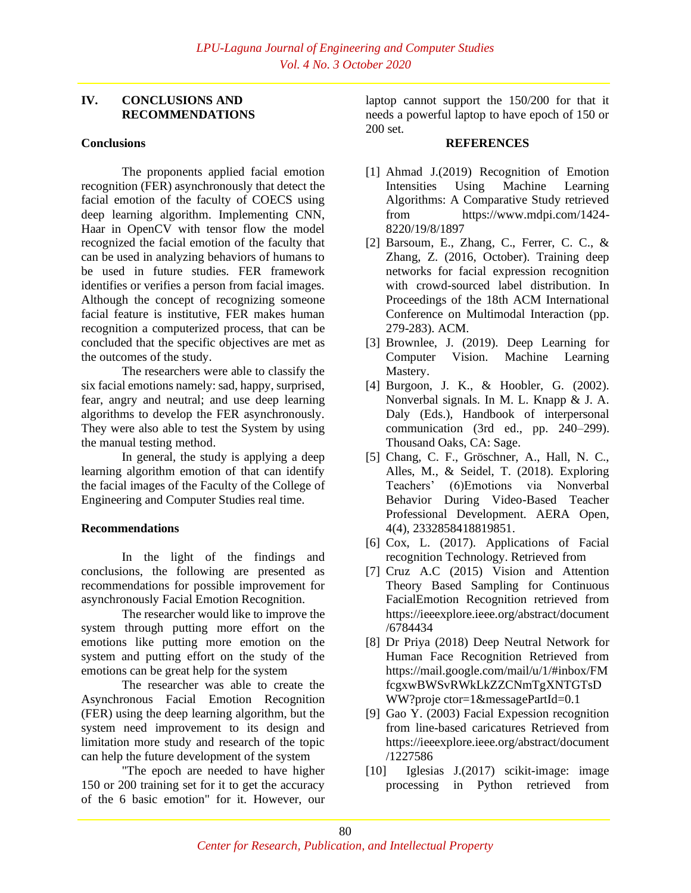## IV. CONCLUSIONS AND RECOMMENDATIONS

### Conclusions

The proponents applied facial emotion recognition (FER) asynchronously that detect the facial emotion of the faculty of COECS using deep learning algorithm. Implementing CNN, Haar in OpenCV with tensor flow the model recognized the facial emotion of the faculty that can be used in analyzing behaviors of humans to be used in future studies. FER framework identifies or verifies a person from facial images. Although the concept of recognizing someone facial feature is institutive, FER makes human recognition a computerized process, that can be concluded that the specific objectives are met as the outcomes of the study.

The researchers were able to classify the six facial emotions namely: sad, happy, surprised, fear, angry and neutral; and use deep learning algorithms to develop the FER asynchronously. They were also able to test the System by using the manual testing method.

In general, the study is applying a deep learning algorithm emotion of that can identify the facial images of the Faculty of the College of Engineering and Computer Studies real time.

### Recommendations

In the light of the findings and conclusions, the following are presented as recommendations for possible improvement for asynchronously Facial Emotion Recognition.

The researcher would like to improve the system through putting more effort on the emotions like putting more emotion on the system and putting effort on the study of the emotions can be great help for the system

The researcher was able to create the Asynchronous Facial Emotion Recognition (FER) using the deep learning algorithm, but the system need improvement to its design and limitation more study and research of the topic can help the future development of the system

"The epoch are needed to have higher 150 or 200 training set for it to get the accuracy of the 6 basic emotion" for it. However, our laptop cannot support the 150/200 for that it needs a powerful laptop to have epoch of 150 or 200 set.

## REFERENCES

[1] Ahmad J.(2019) Recognition of Emotion Intensities Using Machine Learning Algorithms: A Comparative Study retrieved from https://www.mdpi.com/1424-8220/19/8/1897

[2] Barsoum, E., Zhang, C., Ferrer, C. C., & Zhang, Z. (2016, October). Training deep networks for facial expression recognition with crowd-sourced label distribution. In Proceedings of the 18th ACM International Conference on Multimodal Interaction (pp. 279-283). ACM.

[3] Brownlee, J. (2019). Deep Learning for Computer Vision. Machine Learning Mastery.

[4] Burgoon, J. K., & Hoobler, G. (2002). Nonverbal signals. In M. L. Knapp & J. A. Daly (Eds.), Handbook of interpersonal communication (3rd ed., pp. 240–299). Thousand Oaks, CA: Sage.

[5] Chang, C. F., Gröschner, A., Hall, N. C., Alles, M., & Seidel, T. (2018). Exploring Teachers' (6)Emotions via Nonverbal Behavior During Video-Based Teacher Professional Development. AERA Open, 4(4), 2332858418819851.

[6] Cox, L. (2017). Applications of Facial recognition Technology. Retrieved from

[7] Cruz A.C (2015) Vision and Attention Theory Based Sampling for Continuous FacialEmotion Recognition retrieved from https://ieeexplore.ieee.org/abstract/document/6784434

[8] Dr Priya (2018) Deep Neutral Network for Human Face Recognition Retrieved from https://mail.google.com/mail/u/1/#inbox/FMfcgxwBWSvRWkLkZZCNmTgXNTGTsDWW?proje ctor=1&messagePartId=0.1

[9] Gao Y. (2003) Facial Expession recognition from line-based caricatures Retrieved from https://ieeexplore.ieee.org/abstract/document/1227586

[10] Iglesias J.(2017) scikit-image: image processing in Python retrieved from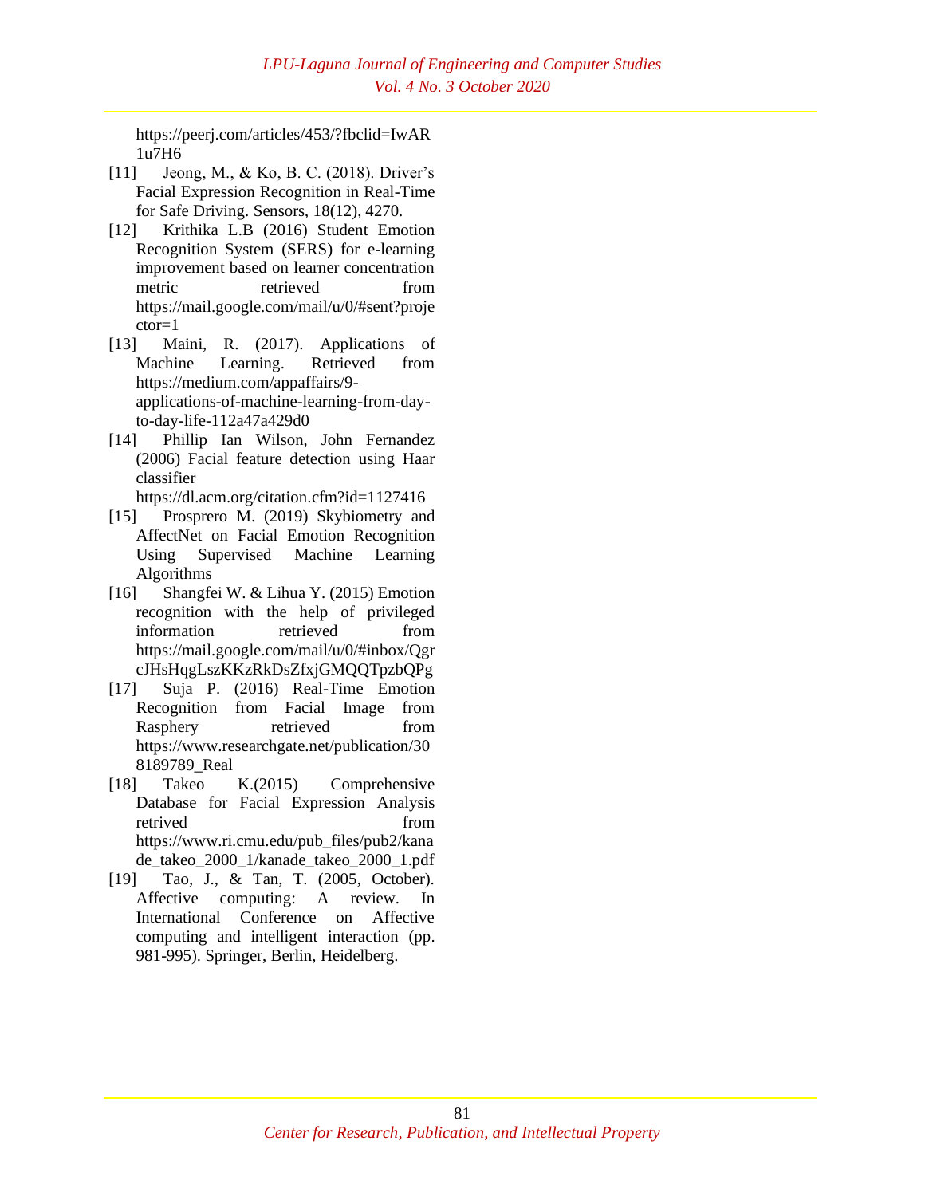https://peerj.com/articles/453/?fbclid=IwAR1u7H6

[11] Jeong, M., & Ko, B. C. (2018). Driver's Facial Expression Recognition in Real-Time for Safe Driving. Sensors, 18(12), 4270.

[12] Krithika L.B (2016) Student Emotion Recognition System (SERS) for e-learning improvement based on learner concentration metric retrieved from https://mail.google.com/mail/u/0/#sent?projector=1

[13] Maini, R. (2017). Applications of Machine Learning. Retrieved from https://medium.com/appaffairs/9-applications-of-machine-learning-from-day-to-day-life-112a47a429d0

[14] Phillip Ian Wilson, John Fernandez (2006) Facial feature detection using Haar classifier https://dl.acm.org/citation.cfm?id=1127416

[15] Prosprero M. (2019) Skybiometry and AffectNet on Facial Emotion Recognition Using Supervised Machine Learning Algorithms

[16] Shangfei W. & Lihua Y. (2015) Emotion recognition with the help of privileged information retrieved from https://mail.google.com/mail/u/0/#inbox/QgrcJHsHqgLszKKzRkDsZfxjGMQQTpzbQPg

[17] Suja P. (2016) Real-Time Emotion Recognition from Facial Image from Rasphery retrieved from https://www.researchgate.net/publication/308189789_Real

[18] Takeo K.(2015) Comprehensive Database for Facial Expression Analysis retrived from https://www.ri.cmu.edu/pub_files/pub2/kanade_takeo_2000_1/kanade_takeo_2000_1.pdf

[19] Tao, J., & Tan, T. (2005, October). Affective computing: A review. In International Conference on Affective computing and intelligent interaction (pp. 981-995). Springer, Berlin, Heidelberg.